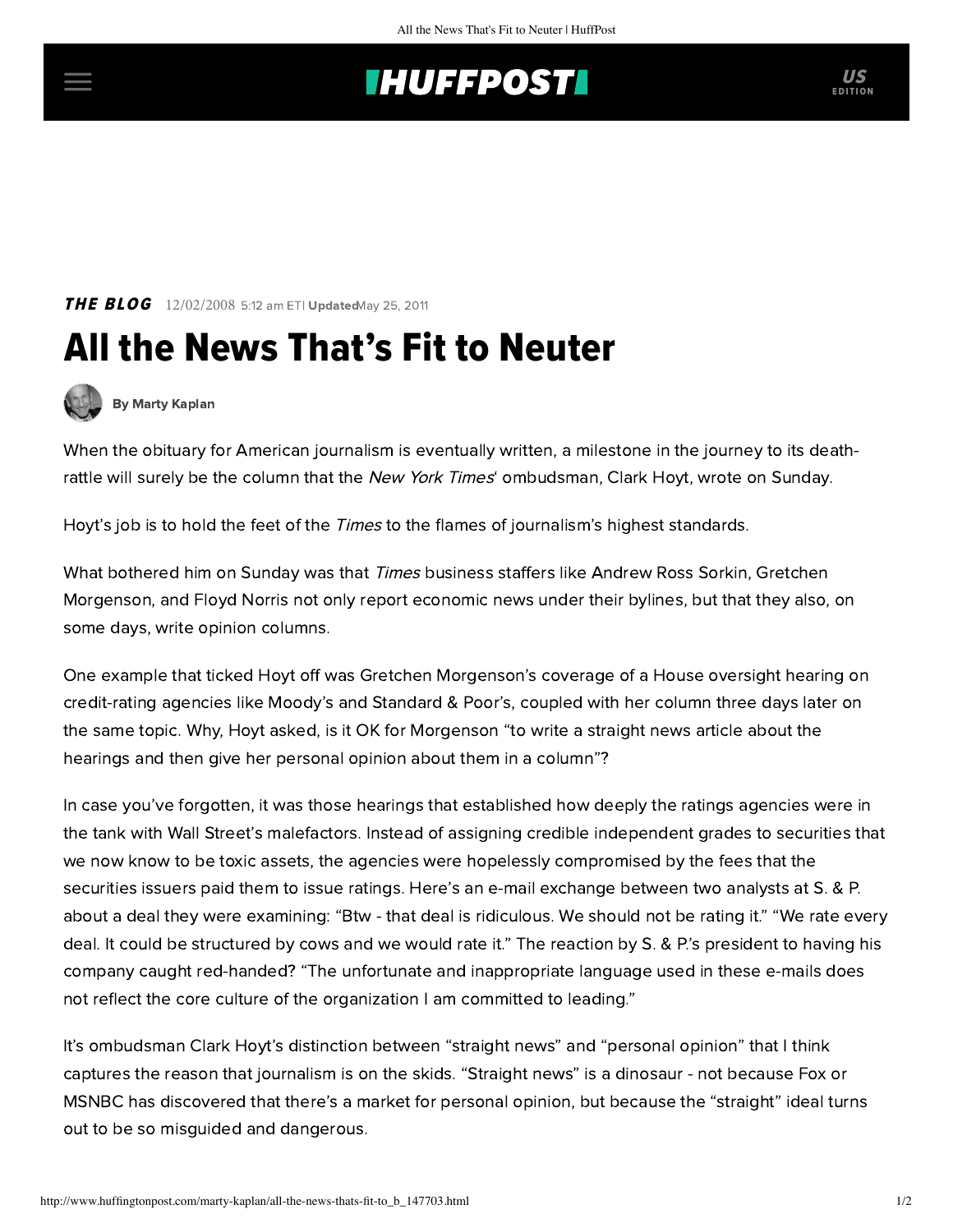**THE BLOG** 12/02/2008 5:12 am ET | Updated May 25, 2011

# All the News That's Fit to Neuter

By Marty Kaplan

When the obituary for American journalism is eventually written, a milestone in the journey to its death-rattle will surely be the column that the *New York Times*' ombudsman, Clark Hoyt, wrote on Sunday.

Hoyt's job is to hold the feet of the *Times* to the flames of journalism's highest standards.

What bothered him on Sunday was that *Times* business staffers like Andrew Ross Sorkin, Gretchen Morgenson, and Floyd Norris not only report economic news under their bylines, but that they also, on some days, write opinion columns.

One example that ticked Hoyt off was Gretchen Morgenson's coverage of a House oversight hearing on credit-rating agencies like Moody's and Standard & Poor's, coupled with her column three days later on the same topic. Why, Hoyt asked, is it OK for Morgenson "to write a straight news article about the hearings and then give her personal opinion about them in a column"?

In case you've forgotten, it was those hearings that established how deeply the ratings agencies were in the tank with Wall Street's malefactors. Instead of assigning credible independent grades to securities that we now know to be toxic assets, the agencies were hopelessly compromised by the fees that the securities issuers paid them to issue ratings. Here's an e-mail exchange between two analysts at S. & P. about a deal they were examining: "Btw - that deal is ridiculous. We should not be rating it." "We rate every deal. It could be structured by cows and we would rate it." The reaction by S. & P.'s president to having his company caught red-handed? "The unfortunate and inappropriate language used in these e-mails does not reflect the core culture of the organization I am committed to leading."

It's ombudsman Clark Hoyt's distinction between "straight news" and "personal opinion" that I think captures the reason that journalism is on the skids. "Straight news" is a dinosaur - not because Fox or MSNBC has discovered that there's a market for personal opinion, but because the "straight" ideal turns out to be so misguided and dangerous.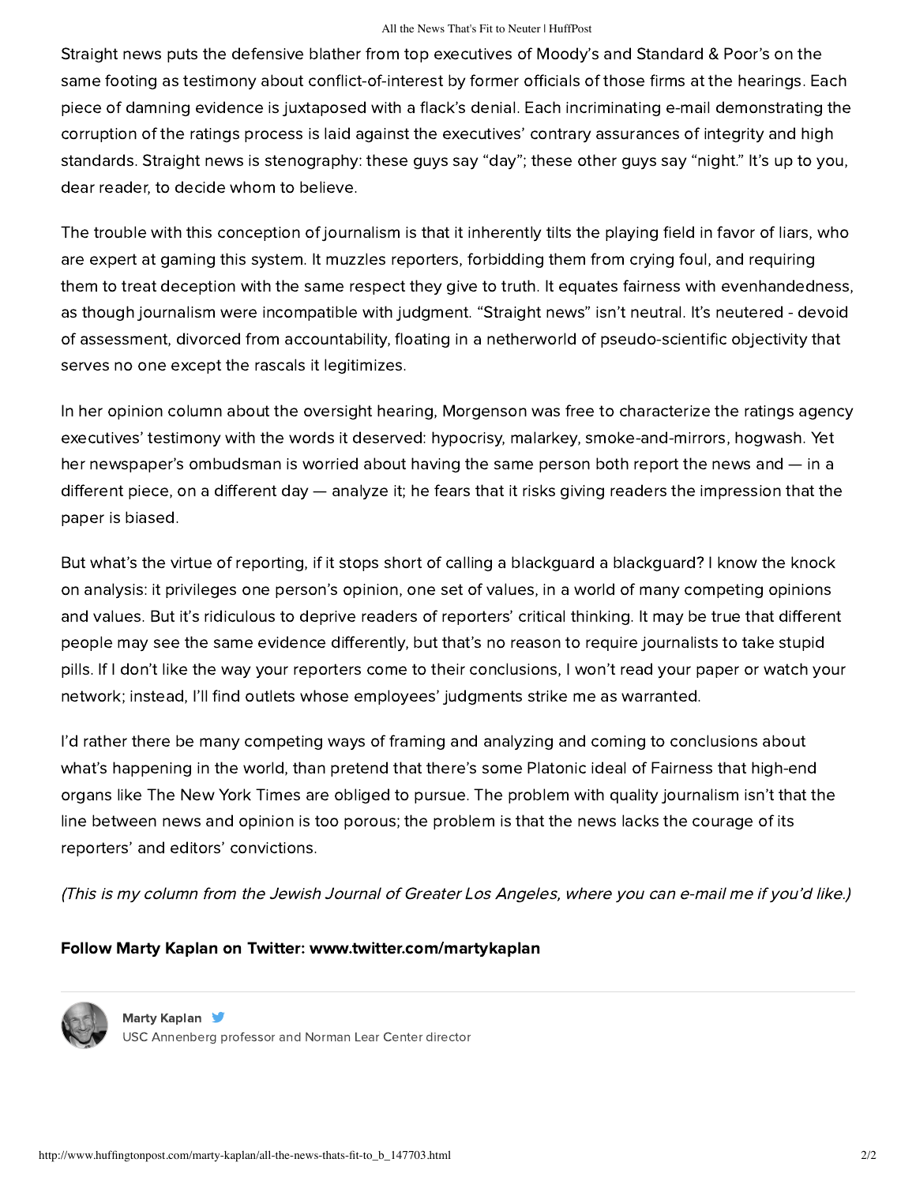Straight news puts the defensive blather from top executives of Moody's and Standard & Poor's on the same footing as testimony about conflict-of-interest by former officials of those firms at the hearings. Each piece of damning evidence is juxtaposed with a flack's denial. Each incriminating e-mail demonstrating the corruption of the ratings process is laid against the executives' contrary assurances of integrity and high standards. Straight news is stenography: these guys say "day"; these other guys say "night." It's up to you, dear reader, to decide whom to believe.

The trouble with this conception of journalism is that it inherently tilts the playing field in favor of liars, who are expert at gaming this system. It muzzles reporters, forbidding them from crying foul, and requiring them to treat deception with the same respect they give to truth. It equates fairness with evenhandedness, as though journalism were incompatible with judgment. "Straight news" isn't neutral. It's neutered - devoid of assessment, divorced from accountability, floating in a netherworld of pseudo-scientific objectivity that serves no one except the rascals it legitimizes.

In her opinion column about the oversight hearing, Morgenson was free to characterize the ratings agency executives' testimony with the words it deserved: hypocrisy, malarkey, smoke-and-mirrors, hogwash. Yet her newspaper's ombudsman is worried about having the same person both report the news and — in a different piece, on a different day — analyze it; he fears that it risks giving readers the impression that the paper is biased.

But what's the virtue of reporting, if it stops short of calling a blackguard a blackguard? I know the knock on analysis: it privileges one person's opinion, one set of values, in a world of many competing opinions and values. But it's ridiculous to deprive readers of reporters' critical thinking. It may be true that different people may see the same evidence differently, but that's no reason to require journalists to take stupid pills. If I don't like the way your reporters come to their conclusions, I won't read your paper or watch your network; instead, I'll find outlets whose employees' judgments strike me as warranted.

I'd rather there be many competing ways of framing and analyzing and coming to conclusions about what's happening in the world, than pretend that there's some Platonic ideal of Fairness that high-end organs like The New York Times are obliged to pursue. The problem with quality journalism isn't that the line between news and opinion is too porous; the problem is that the news lacks the courage of its reporters' and editors' convictions.

*(This is my column from the Jewish Journal of Greater Los Angeles, where you can e-mail me if you'd like.)*

**Follow Marty Kaplan on Twitter: www.twitter.com/martykaplan**

Marty Kaplan

USC Annenberg professor and Norman Lear Center director